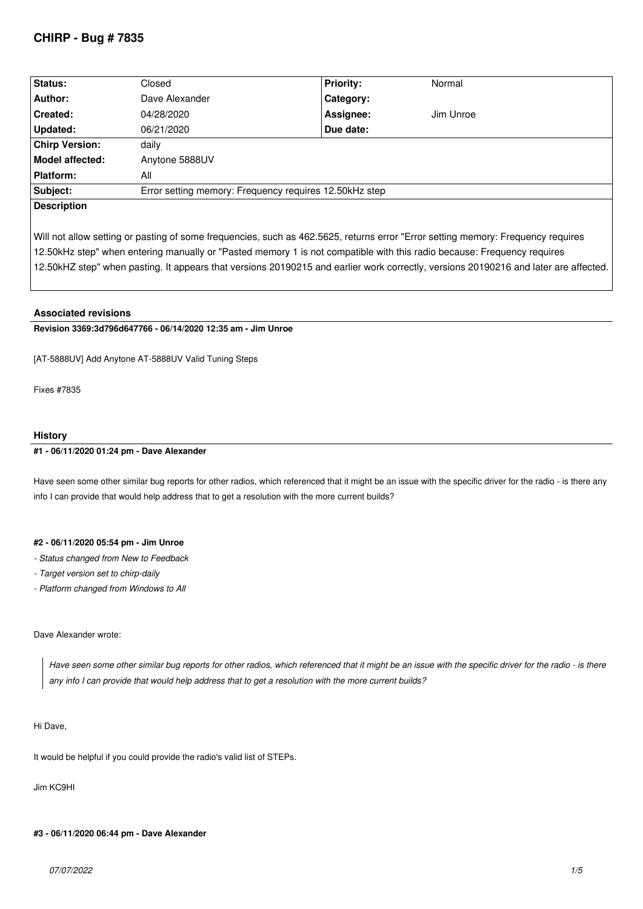# CHIRP - Bug # 7835

| Status: | Closed | Priority: | Normal |
|---|---|---|---|
| Author: | Dave Alexander | Category: | |
| Created: | 04/28/2020 | Assignee: | Jim Unroe |
| Updated: | 06/21/2020 | Due date: | |
| Chirp Version: | daily | | |
| Model affected: | Anytone 5888UV | | |
| Platform: | All | | |
| Subject: | Error setting memory: Frequency requires 12.50kHz step | | |

**Description**

Will not allow setting or pasting of some frequencies, such as 462.5625, returns error "Error setting memory: Frequency requires 12.50kHz step" when entering manually or "Pasted memory 1 is not compatible with this radio because: Frequency requires 12.50kHZ step" when pasting. It appears that versions 20190215 and earlier work correctly, versions 20190216 and later are affected.

## Associated revisions

**Revision 3369:3d796d647766 - 06/14/2020 12:35 am - Jim Unroe**

[AT-5888UV] Add Anytone AT-5888UV Valid Tuning Steps

Fixes #7835

## History

**#1 - 06/11/2020 01:24 pm - Dave Alexander**

Have seen some other similar bug reports for other radios, which referenced that it might be an issue with the specific driver for the radio - is there any info I can provide that would help address that to get a resolution with the more current builds?

**#2 - 06/11/2020 05:54 pm - Jim Unroe**

- *Status changed from New to Feedback*
- *Target version set to chirp-daily*
- *Platform changed from Windows to All*

Dave Alexander wrote:

> *Have seen some other similar bug reports for other radios, which referenced that it might be an issue with the specific driver for the radio - is there any info I can provide that would help address that to get a resolution with the more current builds?*

Hi Dave,

It would be helpful if you could provide the radio's valid list of STEPs.

Jim KC9HI

**#3 - 06/11/2020 06:44 pm - Dave Alexander**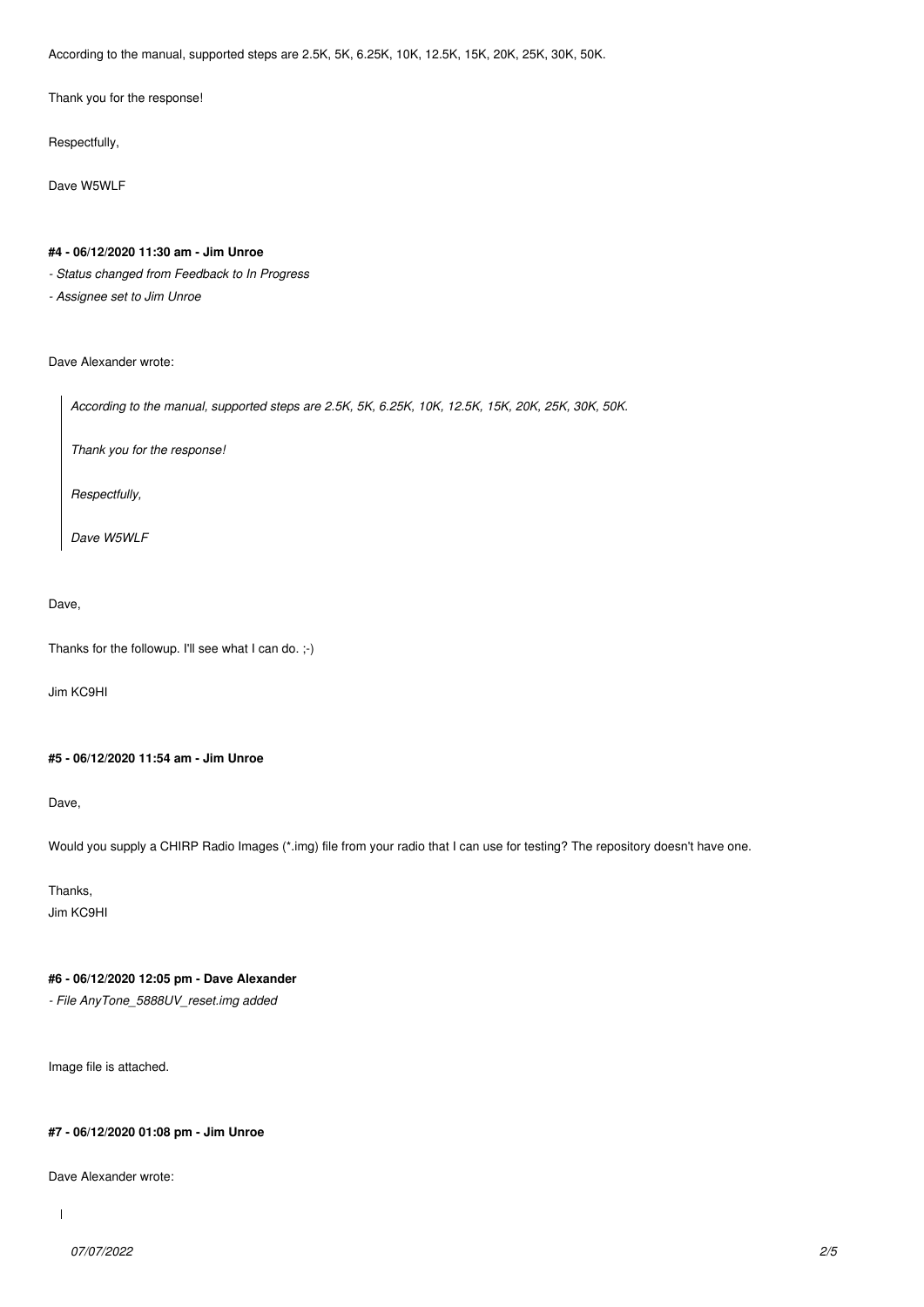According to the manual, supported steps are 2.5K, 5K, 6.25K, 10K, 12.5K, 15K, 20K, 25K, 30K, 50K.

Thank you for the response!

Respectfully,

Dave W5WLF

#### #4 - 06/12/2020 11:30 am - Jim Unroe

*- Status changed from Feedback to In Progress*

*- Assignee set to Jim Unroe*

Dave Alexander wrote:

> *According to the manual, supported steps are 2.5K, 5K, 6.25K, 10K, 12.5K, 15K, 20K, 25K, 30K, 50K.*
>
> *Thank you for the response!*
>
> *Respectfully,*
>
> *Dave W5WLF*

Dave,

Thanks for the followup. I'll see what I can do. ;-)

Jim KC9HI

#### #5 - 06/12/2020 11:54 am - Jim Unroe

Dave,

Would you supply a CHIRP Radio Images (*.img) file from your radio that I can use for testing? The repository doesn't have one.

Thanks,
Jim KC9HI

#### #6 - 06/12/2020 12:05 pm - Dave Alexander

*- File AnyTone_5888UV_reset.img added*

Image file is attached.

#### #7 - 06/12/2020 01:08 pm - Jim Unroe

Dave Alexander wrote: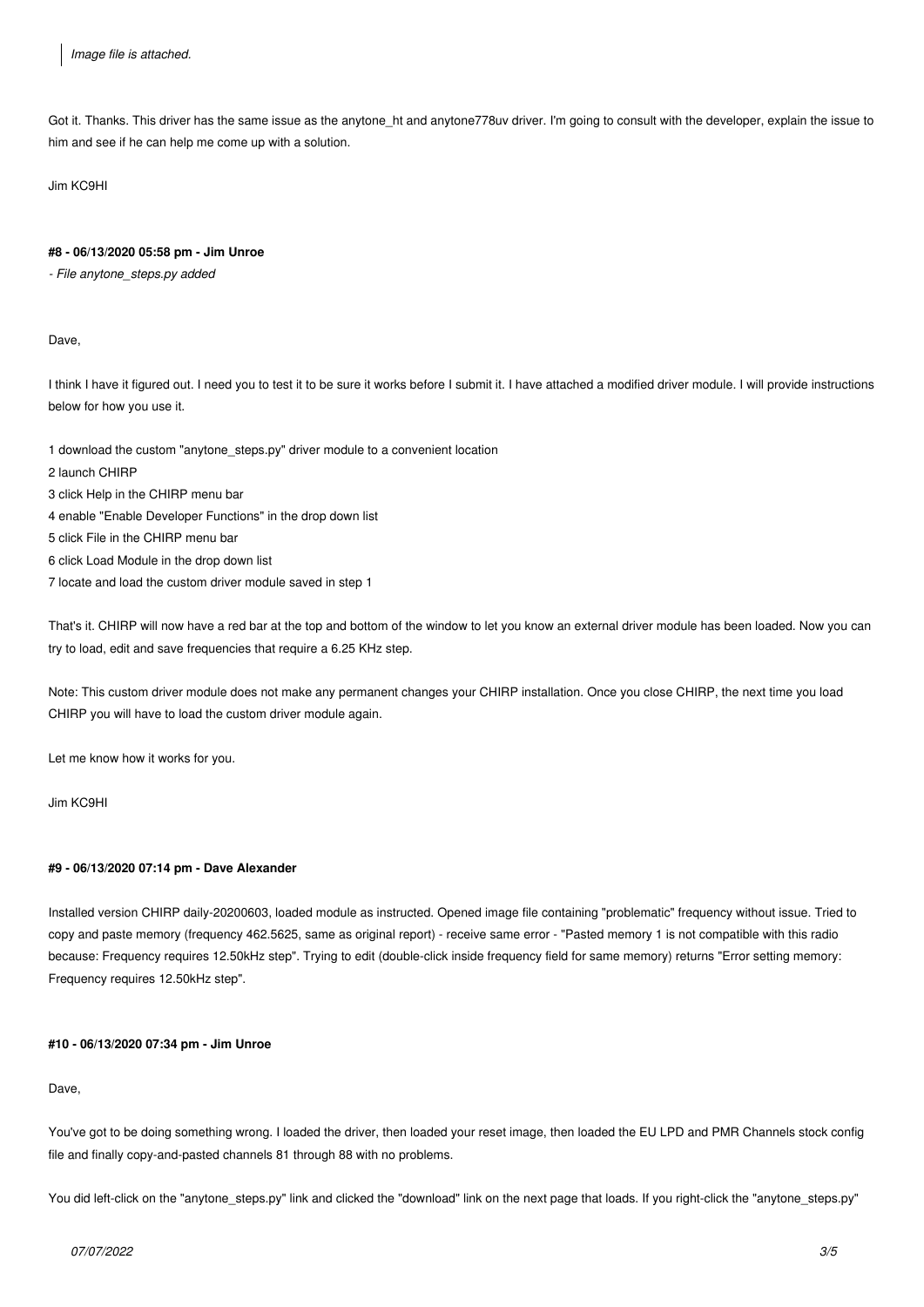> *Image file is attached.*

Got it. Thanks. This driver has the same issue as the anytone_ht and anytone778uv driver. I'm going to consult with the developer, explain the issue to him and see if he can help me come up with a solution.

Jim KC9HI

#### #8 - 06/13/2020 05:58 pm - Jim Unroe

*- File anytone_steps.py added*

Dave,

I think I have it figured out. I need you to test it to be sure it works before I submit it. I have attached a modified driver module. I will provide instructions below for how you use it.

1 download the custom "anytone_steps.py" driver module to a convenient location
2 launch CHIRP
3 click Help in the CHIRP menu bar
4 enable "Enable Developer Functions" in the drop down list
5 click File in the CHIRP menu bar
6 click Load Module in the drop down list
7 locate and load the custom driver module saved in step 1

That's it. CHIRP will now have a red bar at the top and bottom of the window to let you know an external driver module has been loaded. Now you can try to load, edit and save frequencies that require a 6.25 KHz step.

Note: This custom driver module does not make any permanent changes your CHIRP installation. Once you close CHIRP, the next time you load CHIRP you will have to load the custom driver module again.

Let me know how it works for you.

Jim KC9HI

#### #9 - 06/13/2020 07:14 pm - Dave Alexander

Installed version CHIRP daily-20200603, loaded module as instructed. Opened image file containing "problematic" frequency without issue. Tried to copy and paste memory (frequency 462.5625, same as original report) - receive same error - "Pasted memory 1 is not compatible with this radio because: Frequency requires 12.50kHz step". Trying to edit (double-click inside frequency field for same memory) returns "Error setting memory: Frequency requires 12.50kHz step".

#### #10 - 06/13/2020 07:34 pm - Jim Unroe

Dave,

You've got to be doing something wrong. I loaded the driver, then loaded your reset image, then loaded the EU LPD and PMR Channels stock config file and finally copy-and-pasted channels 81 through 88 with no problems.

You did left-click on the "anytone_steps.py" link and clicked the "download" link on the next page that loads. If you right-click the "anytone_steps.py"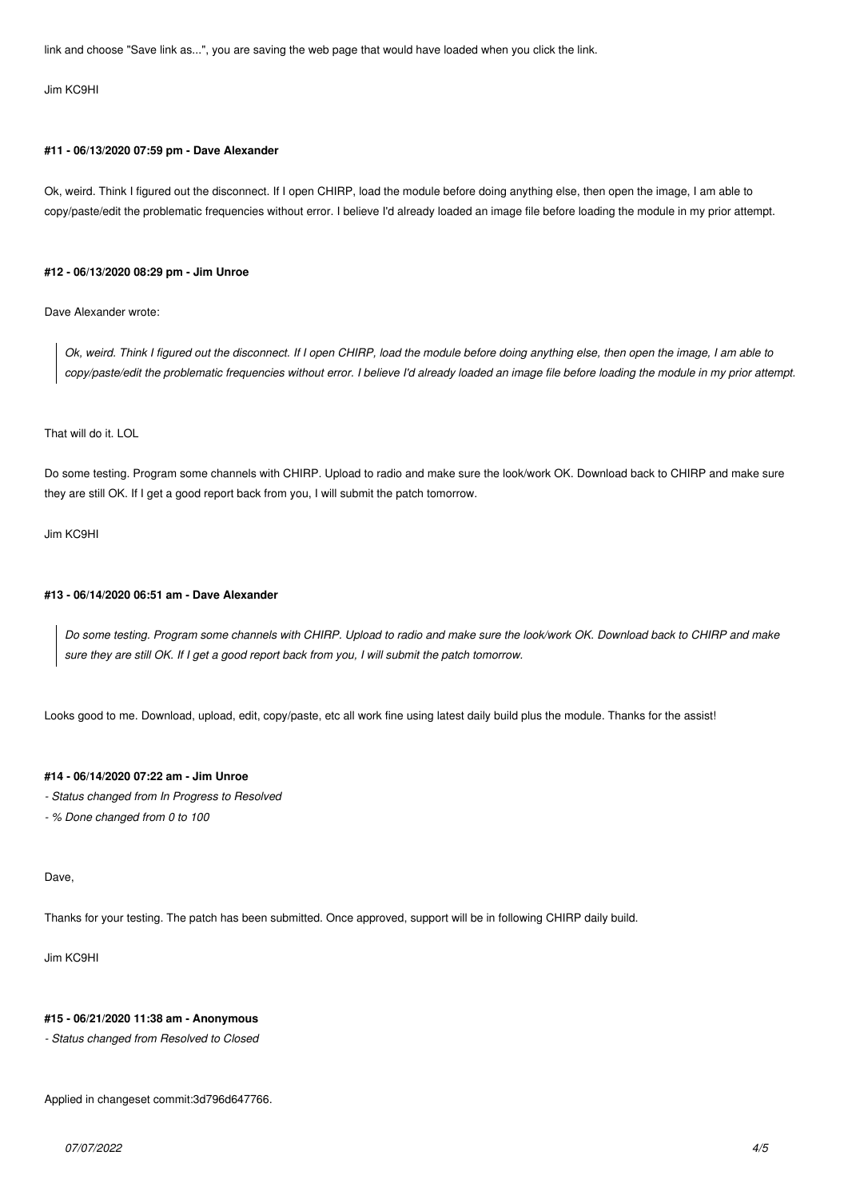link and choose "Save link as...", you are saving the web page that would have loaded when you click the link.

Jim KC9HI

#### #11 - 06/13/2020 07:59 pm - Dave Alexander

Ok, weird. Think I figured out the disconnect. If I open CHIRP, load the module before doing anything else, then open the image, I am able to copy/paste/edit the problematic frequencies without error. I believe I'd already loaded an image file before loading the module in my prior attempt.

#### #12 - 06/13/2020 08:29 pm - Jim Unroe

Dave Alexander wrote:

> *Ok, weird. Think I figured out the disconnect. If I open CHIRP, load the module before doing anything else, then open the image, I am able to copy/paste/edit the problematic frequencies without error. I believe I'd already loaded an image file before loading the module in my prior attempt.*

That will do it. LOL

Do some testing. Program some channels with CHIRP. Upload to radio and make sure the look/work OK. Download back to CHIRP and make sure they are still OK. If I get a good report back from you, I will submit the patch tomorrow.

Jim KC9HI

#### #13 - 06/14/2020 06:51 am - Dave Alexander

> *Do some testing. Program some channels with CHIRP. Upload to radio and make sure the look/work OK. Download back to CHIRP and make sure they are still OK. If I get a good report back from you, I will submit the patch tomorrow.*

Looks good to me. Download, upload, edit, copy/paste, etc all work fine using latest daily build plus the module. Thanks for the assist!

#### #14 - 06/14/2020 07:22 am - Jim Unroe

*- Status changed from In Progress to Resolved*

*- % Done changed from 0 to 100*

Dave,

Thanks for your testing. The patch has been submitted. Once approved, support will be in following CHIRP daily build.

Jim KC9HI

#### #15 - 06/21/2020 11:38 am - Anonymous

*- Status changed from Resolved to Closed*

Applied in changeset commit:3d796d647766.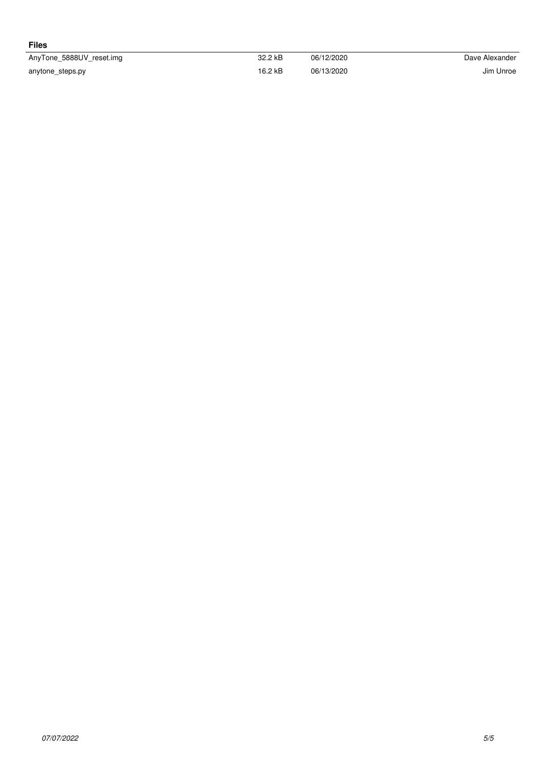**Files**

| | | | |
|---|---|---|---|
| AnyTone_5888UV_reset.img | 32.2 kB | 06/12/2020 | Dave Alexander |
| anytone_steps.py | 16.2 kB | 06/13/2020 | Jim Unroe |